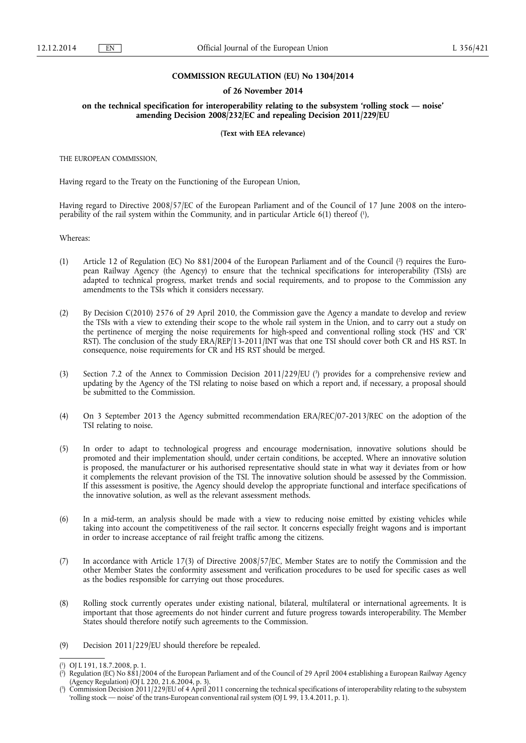**COMMISSION REGULATION (EU) No 1304/2014**

**of 26 November 2014**

**on the technical specification for interoperability relating to the subsystem 'rolling stock — noise' amending Decision 2008/232/EC and repealing Decision 2011/229/EU**

**(Text with EEA relevance)**

THE EUROPEAN COMMISSION,

Having regard to the Treaty on the Functioning of the European Union,

Having regard to Directive 2008/57/EC of the European Parliament and of the Council of 17 June 2008 on the interoperability of the rail system within the Community, and in particular Article 6(1) thereof [1],

Whereas:

(1) Article 12 of Regulation (EC) No 881/2004 of the European Parliament and of the Council [2] requires the European Railway Agency (the Agency) to ensure that the technical specifications for interoperability (TSIs) are adapted to technical progress, market trends and social requirements, and to propose to the Commission any amendments to the TSIs which it considers necessary.

(2) By Decision C(2010) 2576 of 29 April 2010, the Commission gave the Agency a mandate to develop and review the TSIs with a view to extending their scope to the whole rail system in the Union, and to carry out a study on the pertinence of merging the noise requirements for high-speed and conventional rolling stock ('HS' and 'CR' RST). The conclusion of the study ERA/REP/13-2011/INT was that one TSI should cover both CR and HS RST. In consequence, noise requirements for CR and HS RST should be merged.

(3) Section 7.2 of the Annex to Commission Decision 2011/229/EU [3] provides for a comprehensive review and updating by the Agency of the TSI relating to noise based on which a report and, if necessary, a proposal should be submitted to the Commission.

(4) On 3 September 2013 the Agency submitted recommendation ERA/REC/07-2013/REC on the adoption of the TSI relating to noise.

(5) In order to adapt to technological progress and encourage modernisation, innovative solutions should be promoted and their implementation should, under certain conditions, be accepted. Where an innovative solution is proposed, the manufacturer or his authorised representative should state in what way it deviates from or how it complements the relevant provision of the TSI. The innovative solution should be assessed by the Commission. If this assessment is positive, the Agency should develop the appropriate functional and interface specifications of the innovative solution, as well as the relevant assessment methods.

(6) In a mid-term, an analysis should be made with a view to reducing noise emitted by existing vehicles while taking into account the competitiveness of the rail sector. It concerns especially freight wagons and is important in order to increase acceptance of rail freight traffic among the citizens.

(7) In accordance with Article 17(3) of Directive 2008/57/EC, Member States are to notify the Commission and the other Member States the conformity assessment and verification procedures to be used for specific cases as well as the bodies responsible for carrying out those procedures.

(8) Rolling stock currently operates under existing national, bilateral, multilateral or international agreements. It is important that those agreements do not hinder current and future progress towards interoperability. The Member States should therefore notify such agreements to the Commission.

(9) Decision 2011/229/EU should therefore be repealed.

---

[1] OJ L 191, 18.7.2008, p. 1.

[2] Regulation (EC) No 881/2004 of the European Parliament and of the Council of 29 April 2004 establishing a European Railway Agency (Agency Regulation) (OJ L 220, 21.6.2004, p. 3).

[3] Commission Decision 2011/229/EU of 4 April 2011 concerning the technical specifications of interoperability relating to the subsystem 'rolling stock — noise' of the trans-European conventional rail system (OJ L 99, 13.4.2011, p. 1).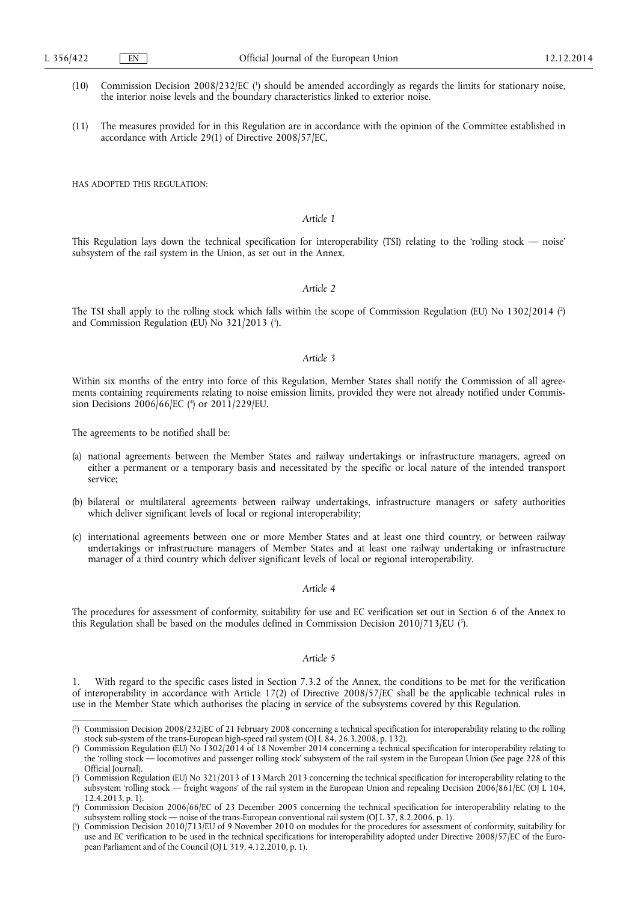(10) Commission Decision 2008/232/EC [1] should be amended accordingly as regards the limits for stationary noise, the interior noise levels and the boundary characteristics linked to exterior noise.

(11) The measures provided for in this Regulation are in accordance with the opinion of the Committee established in accordance with Article 29(1) of Directive 2008/57/EC,

HAS ADOPTED THIS REGULATION:

*Article 1*

This Regulation lays down the technical specification for interoperability (TSI) relating to the 'rolling stock — noise' subsystem of the rail system in the Union, as set out in the Annex.

*Article 2*

The TSI shall apply to the rolling stock which falls within the scope of Commission Regulation (EU) No 1302/2014 [2] and Commission Regulation (EU) No 321/2013 [3].

*Article 3*

Within six months of the entry into force of this Regulation, Member States shall notify the Commission of all agreements containing requirements relating to noise emission limits, provided they were not already notified under Commission Decisions 2006/66/EC [4] or 2011/229/EU.

The agreements to be notified shall be:

(a) national agreements between the Member States and railway undertakings or infrastructure managers, agreed on either a permanent or a temporary basis and necessitated by the specific or local nature of the intended transport service;

(b) bilateral or multilateral agreements between railway undertakings, infrastructure managers or safety authorities which deliver significant levels of local or regional interoperability;

(c) international agreements between one or more Member States and at least one third country, or between railway undertakings or infrastructure managers of Member States and at least one railway undertaking or infrastructure manager of a third country which deliver significant levels of local or regional interoperability.

*Article 4*

The procedures for assessment of conformity, suitability for use and EC verification set out in Section 6 of the Annex to this Regulation shall be based on the modules defined in Commission Decision 2010/713/EU [5].

*Article 5*

1. With regard to the specific cases listed in Section 7.3.2 of the Annex, the conditions to be met for the verification of interoperability in accordance with Article 17(2) of Directive 2008/57/EC shall be the applicable technical rules in use in the Member State which authorises the placing in service of the subsystems covered by this Regulation.

---

[1] Commission Decision 2008/232/EC of 21 February 2008 concerning a technical specification for interoperability relating to the rolling stock sub-system of the trans-European high-speed rail system (OJ L 84, 26.3.2008, p. 132).

[2] Commission Regulation (EU) No 1302/2014 of 18 November 2014 concerning a technical specification for interoperability relating to the 'rolling stock — locomotives and passenger rolling stock' subsystem of the rail system in the European Union (See page 228 of this Official Journal).

[3] Commission Regulation (EU) No 321/2013 of 13 March 2013 concerning the technical specification for interoperability relating to the subsystem 'rolling stock — freight wagons' of the rail system in the European Union and repealing Decision 2006/861/EC (OJ L 104, 12.4.2013, p. 1).

[4] Commission Decision 2006/66/EC of 23 December 2005 concerning the technical specification for interoperability relating to the subsystem rolling stock — noise of the trans-European conventional rail system (OJ L 37, 8.2.2006, p. 1).

[5] Commission Decision 2010/713/EU of 9 November 2010 on modules for the procedures for assessment of conformity, suitability for use and EC verification to be used in the technical specifications for interoperability adopted under Directive 2008/57/EC of the European Parliament and of the Council (OJ L 319, 4.12.2010, p. 1).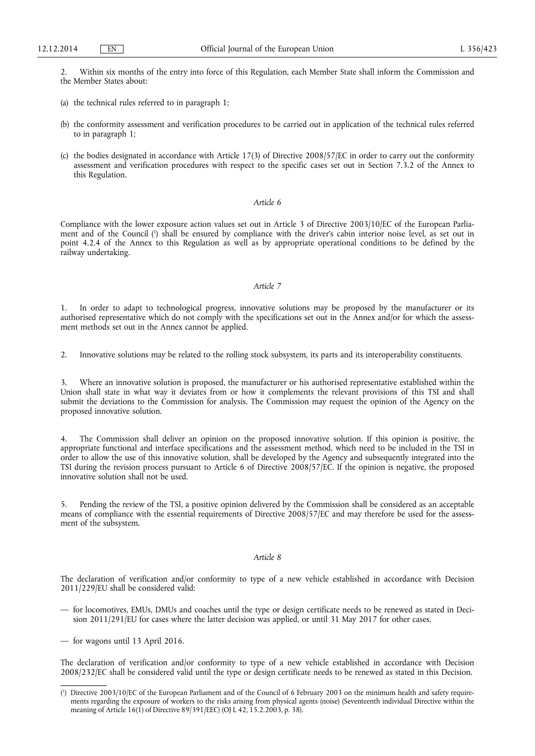2. Within six months of the entry into force of this Regulation, each Member State shall inform the Commission and the Member States about:

(a) the technical rules referred to in paragraph 1;

(b) the conformity assessment and verification procedures to be carried out in application of the technical rules referred to in paragraph 1;

(c) the bodies designated in accordance with Article 17(3) of Directive 2008/57/EC in order to carry out the conformity assessment and verification procedures with respect to the specific cases set out in Section 7.3.2 of the Annex to this Regulation.

*Article 6*

Compliance with the lower exposure action values set out in Article 3 of Directive 2003/10/EC of the European Parliament and of the Council [1] shall be ensured by compliance with the driver's cabin interior noise level, as set out in point 4.2.4 of the Annex to this Regulation as well as by appropriate operational conditions to be defined by the railway undertaking.

*Article 7*

1. In order to adapt to technological progress, innovative solutions may be proposed by the manufacturer or its authorised representative which do not comply with the specifications set out in the Annex and/or for which the assessment methods set out in the Annex cannot be applied.

2. Innovative solutions may be related to the rolling stock subsystem, its parts and its interoperability constituents.

3. Where an innovative solution is proposed, the manufacturer or his authorised representative established within the Union shall state in what way it deviates from or how it complements the relevant provisions of this TSI and shall submit the deviations to the Commission for analysis. The Commission may request the opinion of the Agency on the proposed innovative solution.

4. The Commission shall deliver an opinion on the proposed innovative solution. If this opinion is positive, the appropriate functional and interface specifications and the assessment method, which need to be included in the TSI in order to allow the use of this innovative solution, shall be developed by the Agency and subsequently integrated into the TSI during the revision process pursuant to Article 6 of Directive 2008/57/EC. If the opinion is negative, the proposed innovative solution shall not be used.

5. Pending the review of the TSI, a positive opinion delivered by the Commission shall be considered as an acceptable means of compliance with the essential requirements of Directive 2008/57/EC and may therefore be used for the assessment of the subsystem.

*Article 8*

The declaration of verification and/or conformity to type of a new vehicle established in accordance with Decision 2011/229/EU shall be considered valid:

— for locomotives, EMUs, DMUs and coaches until the type or design certificate needs to be renewed as stated in Decision 2011/291/EU for cases where the latter decision was applied, or until 31 May 2017 for other cases,

— for wagons until 13 April 2016.

The declaration of verification and/or conformity to type of a new vehicle established in accordance with Decision 2008/232/EC shall be considered valid until the type or design certificate needs to be renewed as stated in this Decision.

---

[1] Directive 2003/10/EC of the European Parliament and of the Council of 6 February 2003 on the minimum health and safety requirements regarding the exposure of workers to the risks arising from physical agents (noise) (Seventeenth individual Directive within the meaning of Article 16(1) of Directive 89/391/EEC) (OJ L 42, 15.2.2003, p. 38).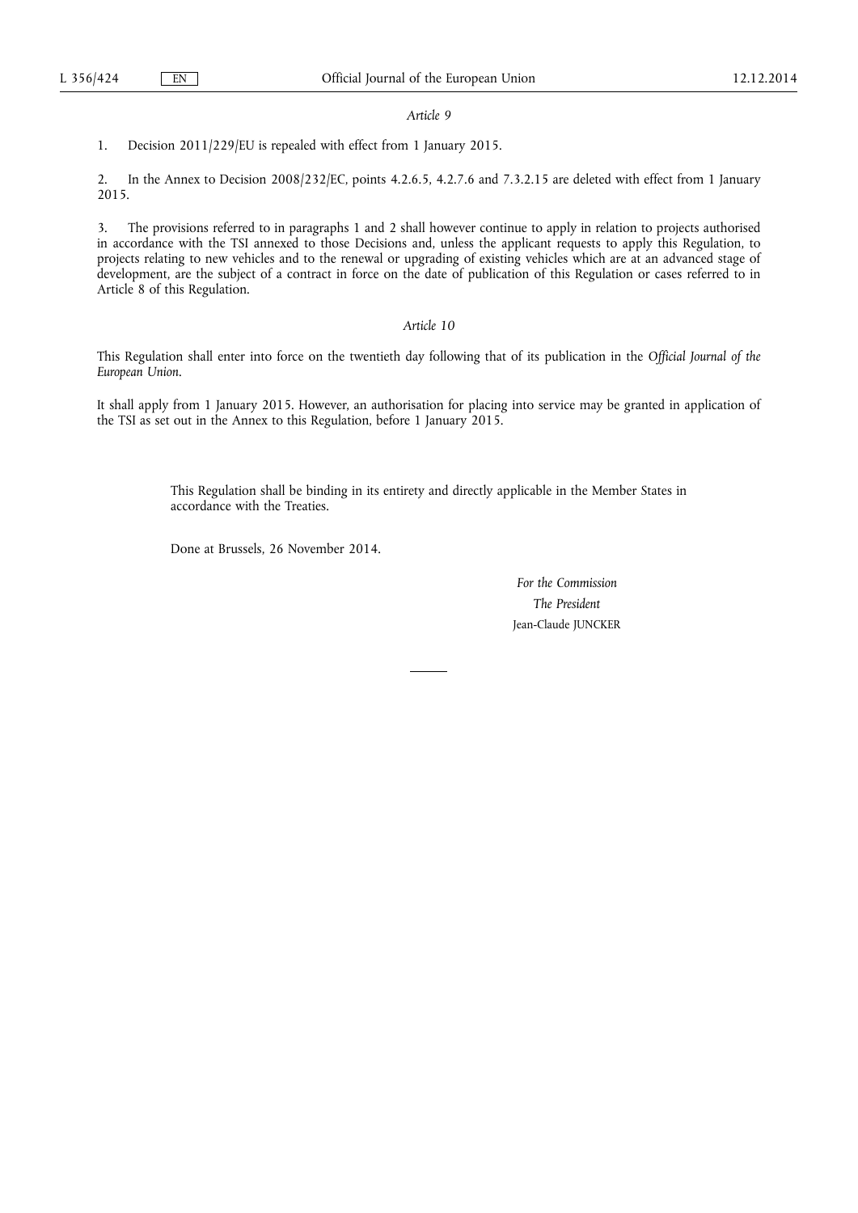*Article 9*

1. Decision 2011/229/EU is repealed with effect from 1 January 2015.

2. In the Annex to Decision 2008/232/EC, points 4.2.6.5, 4.2.7.6 and 7.3.2.15 are deleted with effect from 1 January 2015.

3. The provisions referred to in paragraphs 1 and 2 shall however continue to apply in relation to projects authorised in accordance with the TSI annexed to those Decisions and, unless the applicant requests to apply this Regulation, to projects relating to new vehicles and to the renewal or upgrading of existing vehicles which are at an advanced stage of development, are the subject of a contract in force on the date of publication of this Regulation or cases referred to in Article 8 of this Regulation.

*Article 10*

This Regulation shall enter into force on the twentieth day following that of its publication in the *Official Journal of the European Union*.

It shall apply from 1 January 2015. However, an authorisation for placing into service may be granted in application of the TSI as set out in the Annex to this Regulation, before 1 January 2015.

This Regulation shall be binding in its entirety and directly applicable in the Member States in accordance with the Treaties.

Done at Brussels, 26 November 2014.

*For the Commission*

*The President*

Jean-Claude JUNCKER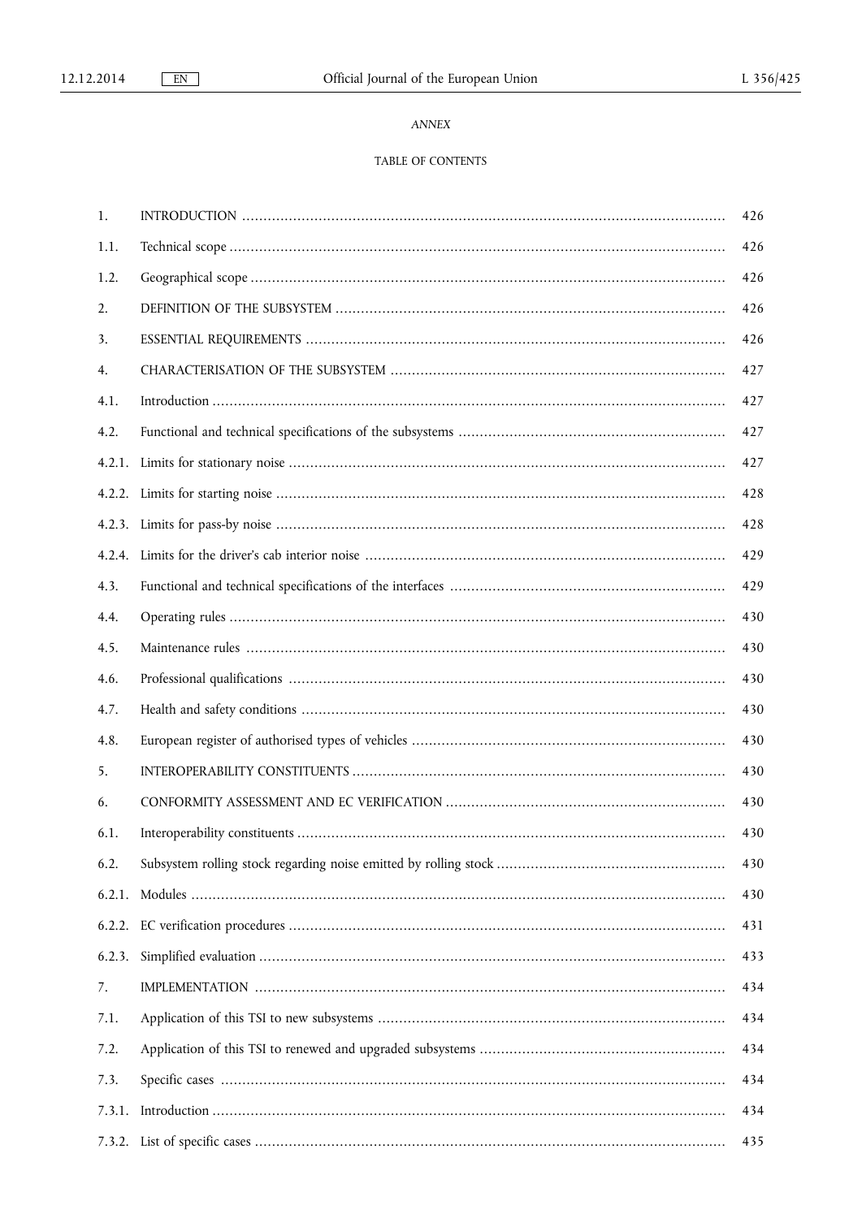*ANNEX*

TABLE OF CONTENTS

| | | |
|---|---|---|
| 1. | INTRODUCTION | 426 |
| 1.1. | Technical scope | 426 |
| 1.2. | Geographical scope | 426 |
| 2. | DEFINITION OF THE SUBSYSTEM | 426 |
| 3. | ESSENTIAL REQUIREMENTS | 426 |
| 4. | CHARACTERISATION OF THE SUBSYSTEM | 427 |
| 4.1. | Introduction | 427 |
| 4.2. | Functional and technical specifications of the subsystems | 427 |
| 4.2.1. | Limits for stationary noise | 427 |
| 4.2.2. | Limits for starting noise | 428 |
| 4.2.3. | Limits for pass-by noise | 428 |
| 4.2.4. | Limits for the driver's cab interior noise | 429 |
| 4.3. | Functional and technical specifications of the interfaces | 429 |
| 4.4. | Operating rules | 430 |
| 4.5. | Maintenance rules | 430 |
| 4.6. | Professional qualifications | 430 |
| 4.7. | Health and safety conditions | 430 |
| 4.8. | European register of authorised types of vehicles | 430 |
| 5. | INTEROPERABILITY CONSTITUENTS | 430 |
| 6. | CONFORMITY ASSESSMENT AND EC VERIFICATION | 430 |
| 6.1. | Interoperability constituents | 430 |
| 6.2. | Subsystem rolling stock regarding noise emitted by rolling stock | 430 |
| 6.2.1. | Modules | 430 |
| 6.2.2. | EC verification procedures | 431 |
| 6.2.3. | Simplified evaluation | 433 |
| 7. | IMPLEMENTATION | 434 |
| 7.1. | Application of this TSI to new subsystems | 434 |
| 7.2. | Application of this TSI to renewed and upgraded subsystems | 434 |
| 7.3. | Specific cases | 434 |
| 7.3.1. | Introduction | 434 |
| 7.3.2. | List of specific cases | 435 |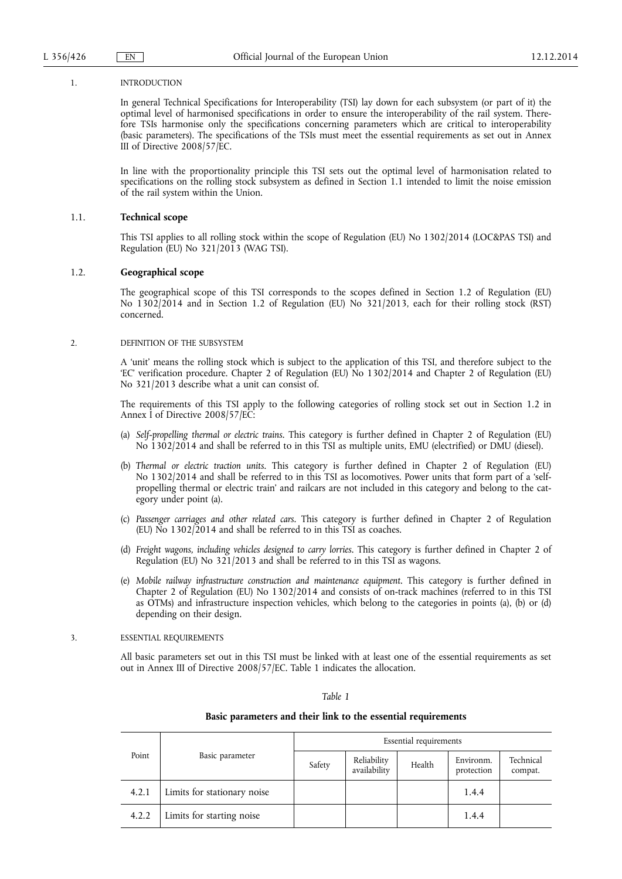## 1. INTRODUCTION

In general Technical Specifications for Interoperability (TSI) lay down for each subsystem (or part of it) the optimal level of harmonised specifications in order to ensure the interoperability of the rail system. Therefore TSIs harmonise only the specifications concerning parameters which are critical to interoperability (basic parameters). The specifications of the TSIs must meet the essential requirements as set out in Annex III of Directive 2008/57/EC.

In line with the proportionality principle this TSI sets out the optimal level of harmonisation related to specifications on the rolling stock subsystem as defined in Section 1.1 intended to limit the noise emission of the rail system within the Union.

### 1.1. Technical scope

This TSI applies to all rolling stock within the scope of Regulation (EU) No 1302/2014 (LOC&PAS TSI) and Regulation (EU) No 321/2013 (WAG TSI).

### 1.2. Geographical scope

The geographical scope of this TSI corresponds to the scopes defined in Section 1.2 of Regulation (EU) No 1302/2014 and in Section 1.2 of Regulation (EU) No 321/2013, each for their rolling stock (RST) concerned.

## 2. DEFINITION OF THE SUBSYSTEM

A 'unit' means the rolling stock which is subject to the application of this TSI, and therefore subject to the 'EC' verification procedure. Chapter 2 of Regulation (EU) No 1302/2014 and Chapter 2 of Regulation (EU) No 321/2013 describe what a unit can consist of.

The requirements of this TSI apply to the following categories of rolling stock set out in Section 1.2 in Annex I of Directive 2008/57/EC:

(a) *Self-propelling thermal or electric trains*. This category is further defined in Chapter 2 of Regulation (EU) No 1302/2014 and shall be referred to in this TSI as multiple units, EMU (electrified) or DMU (diesel).

(b) *Thermal or electric traction units*. This category is further defined in Chapter 2 of Regulation (EU) No 1302/2014 and shall be referred to in this TSI as locomotives. Power units that form part of a 'self-propelling thermal or electric train' and railcars are not included in this category and belong to the category under point (a).

(c) *Passenger carriages and other related cars*. This category is further defined in Chapter 2 of Regulation (EU) No 1302/2014 and shall be referred to in this TSI as coaches.

(d) *Freight wagons, including vehicles designed to carry lorries*. This category is further defined in Chapter 2 of Regulation (EU) No 321/2013 and shall be referred to in this TSI as wagons.

(e) *Mobile railway infrastructure construction and maintenance equipment*. This category is further defined in Chapter 2 of Regulation (EU) No 1302/2014 and consists of on-track machines (referred to in this TSI as OTMs) and infrastructure inspection vehicles, which belong to the categories in points (a), (b) or (d) depending on their design.

## 3. ESSENTIAL REQUIREMENTS

All basic parameters set out in this TSI must be linked with at least one of the essential requirements as set out in Annex III of Directive 2008/57/EC. Table 1 indicates the allocation.

*Table 1*

**Basic parameters and their link to the essential requirements**

| Point | Basic parameter | Essential requirements | | | | |
|---|---|---|---|---|---|---|
| | | Safety | Reliability availability | Health | Environm. protection | Technical compat. |
| 4.2.1 | Limits for stationary noise | | | | 1.4.4 | |
| 4.2.2 | Limits for starting noise | | | | 1.4.4 | |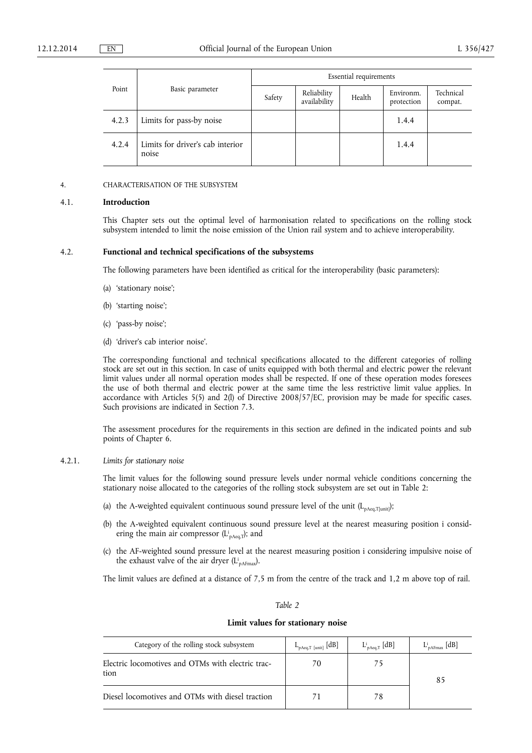| Point | Basic parameter | Essential requirements | | | | |
|---|---|---|---|---|---|---|
| | | Safety | Reliability availability | Health | Environm. protection | Technical compat. |
| 4.2.3 | Limits for pass-by noise | | | | 1.4.4 | |
| 4.2.4 | Limits for driver's cab interior noise | | | | 1.4.4 | |

4. CHARACTERISATION OF THE SUBSYSTEM

## 4.1. **Introduction**

This Chapter sets out the optimal level of harmonisation related to specifications on the rolling stock subsystem intended to limit the noise emission of the Union rail system and to achieve interoperability.

## 4.2. **Functional and technical specifications of the subsystems**

The following parameters have been identified as critical for the interoperability (basic parameters):

(a) 'stationary noise';

(b) 'starting noise';

(c) 'pass-by noise';

(d) 'driver's cab interior noise'.

The corresponding functional and technical specifications allocated to the different categories of rolling stock are set out in this section. In case of units equipped with both thermal and electric power the relevant limit values under all normal operation modes shall be respected. If one of these operation modes foresees the use of both thermal and electric power at the same time the less restrictive limit value applies. In accordance with Articles 5(5) and 2(l) of Directive 2008/57/EC, provision may be made for specific cases. Such provisions are indicated in Section 7.3.

The assessment procedures for the requirements in this section are defined in the indicated points and sub points of Chapter 6.

### 4.2.1. *Limits for stationary noise*

The limit values for the following sound pressure levels under normal vehicle conditions concerning the stationary noise allocated to the categories of the rolling stock subsystem are set out in Table 2:

(a) the A-weighted equivalent continuous sound pressure level of the unit ($L_{pAeq,T[unit]}$);

(b) the A-weighted equivalent continuous sound pressure level at the nearest measuring position i considering the main air compressor ($L^{i}_{pAeq,T}$); and

(c) the AF-weighted sound pressure level at the nearest measuring position i considering impulsive noise of the exhaust valve of the air dryer ($L^{i}_{pAFmax}$).

The limit values are defined at a distance of 7,5 m from the centre of the track and 1,2 m above top of rail.

*Table 2*

**Limit values for stationary noise**

| Category of the rolling stock subsystem | $L_{pAeq,T\ [unit]}$ [dB] | $L^{i}_{pAeq,T}$ [dB] | $L^{i}_{pAFmax}$ [dB] |
|---|---|---|---|
| Electric locomotives and OTMs with electric traction | 70 | 75 | 85 |
| Diesel locomotives and OTMs with diesel traction | 71 | 78 | |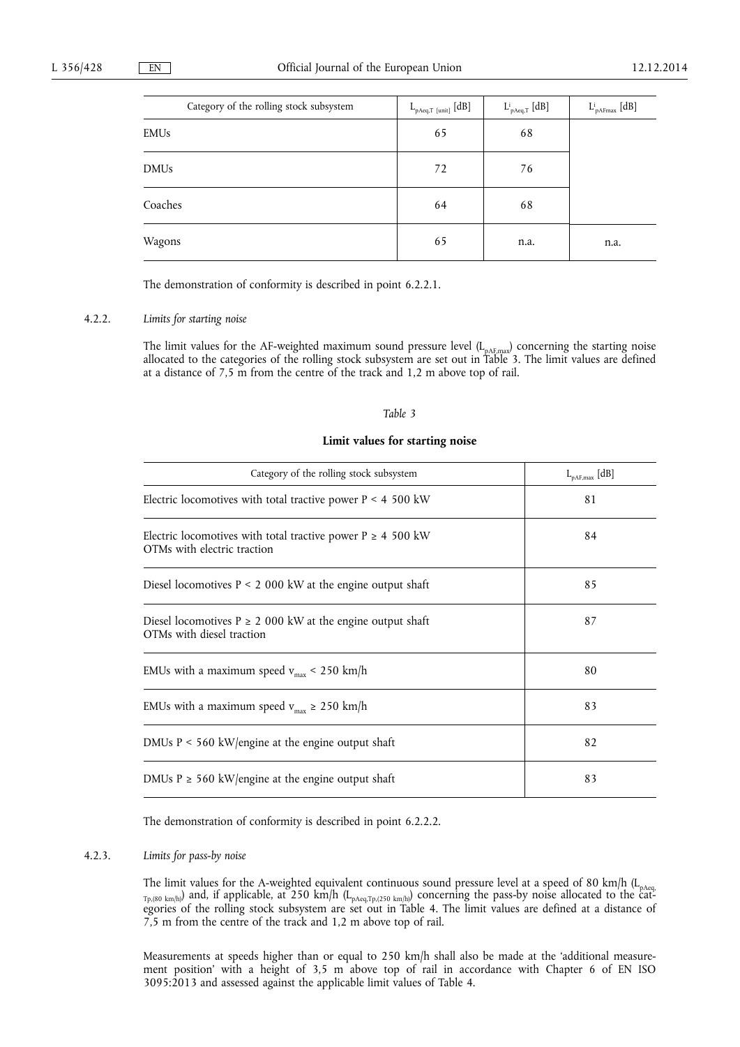| Category of the rolling stock subsystem | $L_{pAeq,T\ [unit]}$ [dB] | $L^{i}_{pAeq,T}$ [dB] | $L^{i}_{pAFmax}$ [dB] |
|---|---|---|---|
| EMUs | 65 | 68 | |
| DMUs | 72 | 76 | |
| Coaches | 64 | 68 | |
| Wagons | 65 | n.a. | n.a. |

The demonstration of conformity is described in point 6.2.2.1.

4.2.2. *Limits for starting noise*

The limit values for the AF-weighted maximum sound pressure level ($L_{pAF,max}$) concerning the starting noise allocated to the categories of the rolling stock subsystem are set out in Table 3. The limit values are defined at a distance of 7,5 m from the centre of the track and 1,2 m above top of rail.

*Table 3*

**Limit values for starting noise**

| Category of the rolling stock subsystem | $L_{pAF,max}$ [dB] |
|---|---|
| Electric locomotives with total tractive power P < 4 500 kW | 81 |
| Electric locomotives with total tractive power P ≥ 4 500 kW<br>OTMs with electric traction | 84 |
| Diesel locomotives P < 2 000 kW at the engine output shaft | 85 |
| Diesel locomotives P ≥ 2 000 kW at the engine output shaft<br>OTMs with diesel traction | 87 |
| EMUs with a maximum speed $v_{max}$ < 250 km/h | 80 |
| EMUs with a maximum speed $v_{max}$ ≥ 250 km/h | 83 |
| DMUs P < 560 kW/engine at the engine output shaft | 82 |
| DMUs P ≥ 560 kW/engine at the engine output shaft | 83 |

The demonstration of conformity is described in point 6.2.2.2.

4.2.3. *Limits for pass-by noise*

The limit values for the A-weighted equivalent continuous sound pressure level at a speed of 80 km/h ($L_{pAeq,Tp,(80\ km/h)}$) and, if applicable, at 250 km/h ($L_{pAeq,Tp,(250\ km/h)}$) concerning the pass-by noise allocated to the categories of the rolling stock subsystem are set out in Table 4. The limit values are defined at a distance of 7,5 m from the centre of the track and 1,2 m above top of rail.

Measurements at speeds higher than or equal to 250 km/h shall also be made at the 'additional measurement position' with a height of 3,5 m above top of rail in accordance with Chapter 6 of EN ISO 3095:2013 and assessed against the applicable limit values of Table 4.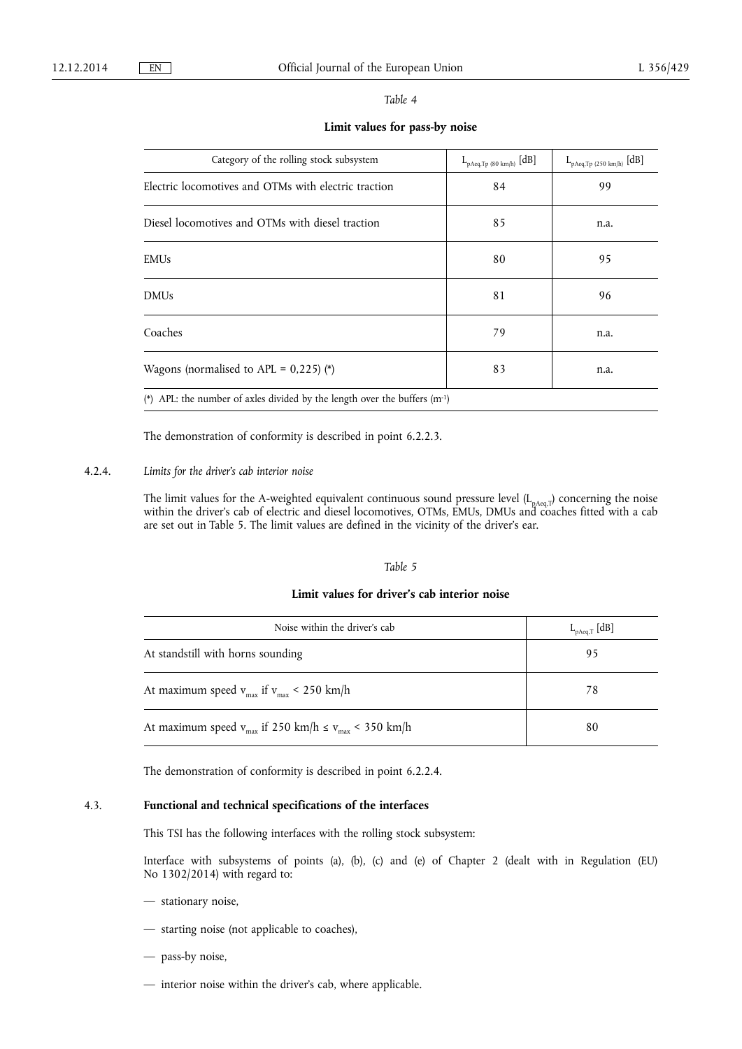*Table 4*

**Limit values for pass-by noise**

| Category of the rolling stock subsystem | $L_{pAeq,Tp\ (80\ km/h)}$ [dB] | $L_{pAeq,Tp\ (250\ km/h)}$ [dB] |
|---|---|---|
| Electric locomotives and OTMs with electric traction | 84 | 99 |
| Diesel locomotives and OTMs with diesel traction | 85 | n.a. |
| EMUs | 80 | 95 |
| DMUs | 81 | 96 |
| Coaches | 79 | n.a. |
| Wagons (normalised to APL = 0,225) (*) | 83 | n.a. |

(*) APL: the number of axles divided by the length over the buffers ($m^{-1}$)

The demonstration of conformity is described in point 6.2.2.3.

4.2.4. *Limits for the driver's cab interior noise*

The limit values for the A-weighted equivalent continuous sound pressure level ($L_{pAeq,T}$) concerning the noise within the driver's cab of electric and diesel locomotives, OTMs, EMUs, DMUs and coaches fitted with a cab are set out in Table 5. The limit values are defined in the vicinity of the driver's ear.

*Table 5*

**Limit values for driver's cab interior noise**

| Noise within the driver's cab | $L_{pAeq,T}$ [dB] |
|---|---|
| At standstill with horns sounding | 95 |
| At maximum speed $v_{max}$ if $v_{max}$ < 250 km/h | 78 |
| At maximum speed $v_{max}$ if 250 km/h ≤ $v_{max}$ < 350 km/h | 80 |

The demonstration of conformity is described in point 6.2.2.4.

## 4.3. Functional and technical specifications of the interfaces

This TSI has the following interfaces with the rolling stock subsystem:

Interface with subsystems of points (a), (b), (c) and (e) of Chapter 2 (dealt with in Regulation (EU) No 1302/2014) with regard to:

— stationary noise,

— starting noise (not applicable to coaches),

— pass-by noise,

— interior noise within the driver's cab, where applicable.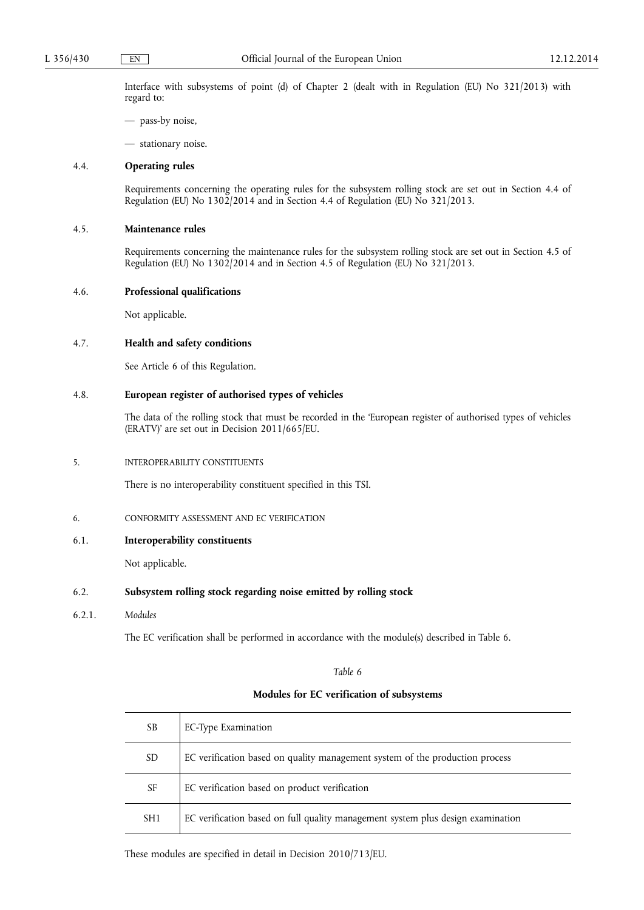Interface with subsystems of point (d) of Chapter 2 (dealt with in Regulation (EU) No 321/2013) with regard to:

— pass-by noise,

— stationary noise.

### 4.4. **Operating rules**

Requirements concerning the operating rules for the subsystem rolling stock are set out in Section 4.4 of Regulation (EU) No 1302/2014 and in Section 4.4 of Regulation (EU) No 321/2013.

### 4.5. **Maintenance rules**

Requirements concerning the maintenance rules for the subsystem rolling stock are set out in Section 4.5 of Regulation (EU) No 1302/2014 and in Section 4.5 of Regulation (EU) No 321/2013.

### 4.6. **Professional qualifications**

Not applicable.

### 4.7. **Health and safety conditions**

See Article 6 of this Regulation.

### 4.8. **European register of authorised types of vehicles**

The data of the rolling stock that must be recorded in the 'European register of authorised types of vehicles (ERATV)' are set out in Decision 2011/665/EU.

## 5. INTEROPERABILITY CONSTITUENTS

There is no interoperability constituent specified in this TSI.

## 6. CONFORMITY ASSESSMENT AND EC VERIFICATION

### 6.1. **Interoperability constituents**

Not applicable.

### 6.2. **Subsystem rolling stock regarding noise emitted by rolling stock**

#### 6.2.1. *Modules*

The EC verification shall be performed in accordance with the module(s) described in Table 6.

*Table 6*

**Modules for EC verification of subsystems**

| | |
|---|---|
| SB | EC-Type Examination |
| SD | EC verification based on quality management system of the production process |
| SF | EC verification based on product verification |
| SH1 | EC verification based on full quality management system plus design examination |

These modules are specified in detail in Decision 2010/713/EU.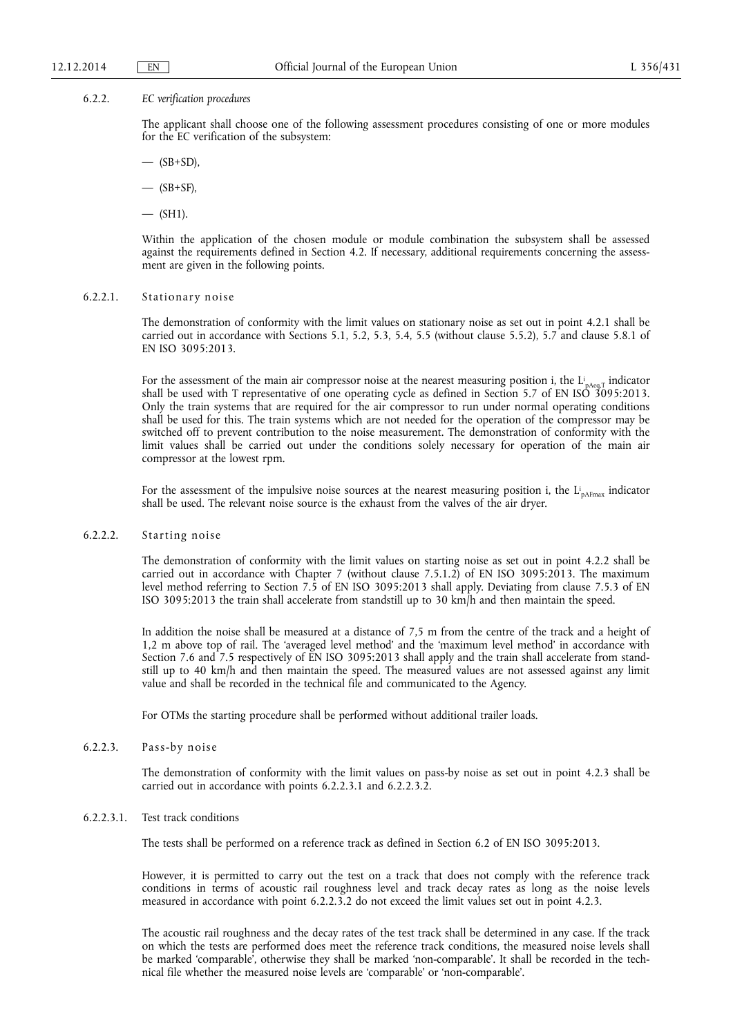### 6.2.2. *EC verification procedures*

The applicant shall choose one of the following assessment procedures consisting of one or more modules for the EC verification of the subsystem:

— (SB+SD),

— (SB+SF),

— (SH1).

Within the application of the chosen module or module combination the subsystem shall be assessed against the requirements defined in Section 4.2. If necessary, additional requirements concerning the assessment are given in the following points.

#### 6.2.2.1. Stationary noise

The demonstration of conformity with the limit values on stationary noise as set out in point 4.2.1 shall be carried out in accordance with Sections 5.1, 5.2, 5.3, 5.4, 5.5 (without clause 5.5.2), 5.7 and clause 5.8.1 of EN ISO 3095:2013.

For the assessment of the main air compressor noise at the nearest measuring position i, the $L^{i}_{pAeq,T}$ indicator shall be used with T representative of one operating cycle as defined in Section 5.7 of EN ISO 3095:2013. Only the train systems that are required for the air compressor to run under normal operating conditions shall be used for this. The train systems which are not needed for the operation of the compressor may be switched off to prevent contribution to the noise measurement. The demonstration of conformity with the limit values shall be carried out under the conditions solely necessary for operation of the main air compressor at the lowest rpm.

For the assessment of the impulsive noise sources at the nearest measuring position i, the $L^{i}_{pAFmax}$ indicator shall be used. The relevant noise source is the exhaust from the valves of the air dryer.

#### 6.2.2.2. Starting noise

The demonstration of conformity with the limit values on starting noise as set out in point 4.2.2 shall be carried out in accordance with Chapter 7 (without clause 7.5.1.2) of EN ISO 3095:2013. The maximum level method referring to Section 7.5 of EN ISO 3095:2013 shall apply. Deviating from clause 7.5.3 of EN ISO 3095:2013 the train shall accelerate from standstill up to 30 km/h and then maintain the speed.

In addition the noise shall be measured at a distance of 7,5 m from the centre of the track and a height of 1,2 m above top of rail. The 'averaged level method' and the 'maximum level method' in accordance with Section 7.6 and 7.5 respectively of EN ISO 3095:2013 shall apply and the train shall accelerate from standstill up to 40 km/h and then maintain the speed. The measured values are not assessed against any limit value and shall be recorded in the technical file and communicated to the Agency.

For OTMs the starting procedure shall be performed without additional trailer loads.

#### 6.2.2.3. Pass-by noise

The demonstration of conformity with the limit values on pass-by noise as set out in point 4.2.3 shall be carried out in accordance with points 6.2.2.3.1 and 6.2.2.3.2.

##### 6.2.2.3.1. Test track conditions

The tests shall be performed on a reference track as defined in Section 6.2 of EN ISO 3095:2013.

However, it is permitted to carry out the test on a track that does not comply with the reference track conditions in terms of acoustic rail roughness level and track decay rates as long as the noise levels measured in accordance with point 6.2.2.3.2 do not exceed the limit values set out in point 4.2.3.

The acoustic rail roughness and the decay rates of the test track shall be determined in any case. If the track on which the tests are performed does meet the reference track conditions, the measured noise levels shall be marked 'comparable', otherwise they shall be marked 'non-comparable'. It shall be recorded in the technical file whether the measured noise levels are 'comparable' or 'non-comparable'.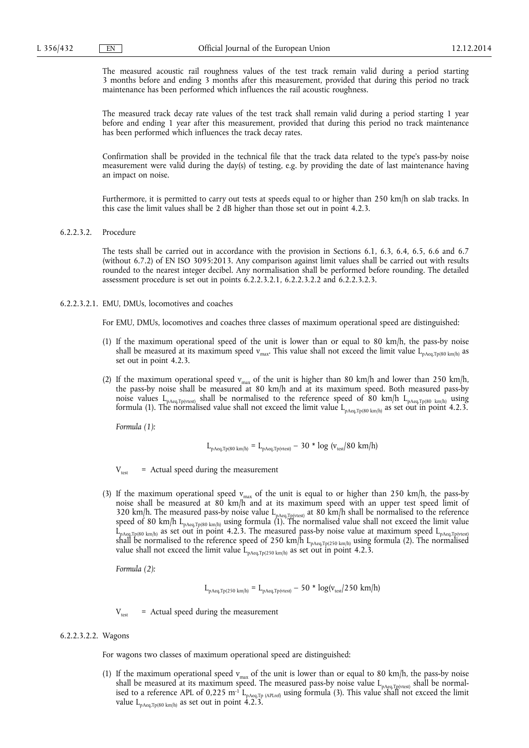The measured acoustic rail roughness values of the test track remain valid during a period starting 3 months before and ending 3 months after this measurement, provided that during this period no track maintenance has been performed which influences the rail acoustic roughness.

The measured track decay rate values of the test track shall remain valid during a period starting 1 year before and ending 1 year after this measurement, provided that during this period no track maintenance has been performed which influences the track decay rates.

Confirmation shall be provided in the technical file that the track data related to the type's pass-by noise measurement were valid during the day(s) of testing, e.g. by providing the date of last maintenance having an impact on noise.

Furthermore, it is permitted to carry out tests at speeds equal to or higher than 250 km/h on slab tracks. In this case the limit values shall be 2 dB higher than those set out in point 4.2.3.

6.2.2.3.2. Procedure

The tests shall be carried out in accordance with the provision in Sections 6.1, 6.3, 6.4, 6.5, 6.6 and 6.7 (without 6.7.2) of EN ISO 3095:2013. Any comparison against limit values shall be carried out with results rounded to the nearest integer decibel. Any normalisation shall be performed before rounding. The detailed assessment procedure is set out in points 6.2.2.3.2.1, 6.2.2.3.2.2 and 6.2.2.3.2.3.

6.2.2.3.2.1. EMU, DMUs, locomotives and coaches

For EMU, DMUs, locomotives and coaches three classes of maximum operational speed are distinguished:

(1) If the maximum operational speed of the unit is lower than or equal to 80 km/h, the pass-by noise shall be measured at its maximum speed $v_{max}$. This value shall not exceed the limit value $L_{pAeq,Tp(80\ km/h)}$ as set out in point 4.2.3.

(2) If the maximum operational speed $v_{max}$ of the unit is higher than 80 km/h and lower than 250 km/h, the pass-by noise shall be measured at 80 km/h and at its maximum speed. Both measured pass-by noise values $L_{pAeq,Tp(vtest)}$ shall be normalised to the reference speed of 80 km/h $L_{pAeq,Tp(80\ km/h)}$ using formula (1). The normalised value shall not exceed the limit value $L_{pAeq,Tp(80\ km/h)}$ as set out in point 4.2.3.

*Formula (1):*

$$L_{pAeq,Tp(80\ km/h)} = L_{pAeq,Tp(vtest)} - 30 * \log (v_{test}/80\ km/h)$$

$V_{test}$ = Actual speed during the measurement

(3) If the maximum operational speed $v_{max}$ of the unit is equal to or higher than 250 km/h, the pass-by noise shall be measured at 80 km/h and at its maximum speed with an upper test speed limit of 320 km/h. The measured pass-by noise value $L_{pAeq,Tp(vtest)}$ at 80 km/h shall be normalised to the reference speed of 80 km/h $L_{pAeq,Tp(80\ km/h)}$ using formula (1). The normalised value shall not exceed the limit value $L_{pAeq,Tp(80\ km/h)}$ as set out in point 4.2.3. The measured pass-by noise value at maximum speed $L_{pAeq,Tp(vtest)}$ shall be normalised to the reference speed of 250 km/h $L_{pAeq,Tp(250\ km/h)}$ using formula (2). The normalised value shall not exceed the limit value $L_{pAeq,Tp(250\ km/h)}$ as set out in point 4.2.3.

*Formula (2):*

$$L_{pAeq,Tp(250\ km/h)} = L_{pAeq,Tp(vtest)} - 50 * \log(v_{test}/250\ km/h)$$

$V_{test}$ = Actual speed during the measurement

6.2.2.3.2.2. Wagons

For wagons two classes of maximum operational speed are distinguished:

(1) If the maximum operational speed $v_{max}$ of the unit is lower than or equal to 80 km/h, the pass-by noise shall be measured at its maximum speed. The measured pass-by noise value $L_{pAeq,Tp(vtest)}$ shall be normalised to a reference APL of 0,225 $m^{-1}$ $L_{pAeq,Tp\ (APLref)}$ using formula (3). This value shall not exceed the limit value $L_{pAeq,Tp(80\ km/h)}$ as set out in point 4.2.3.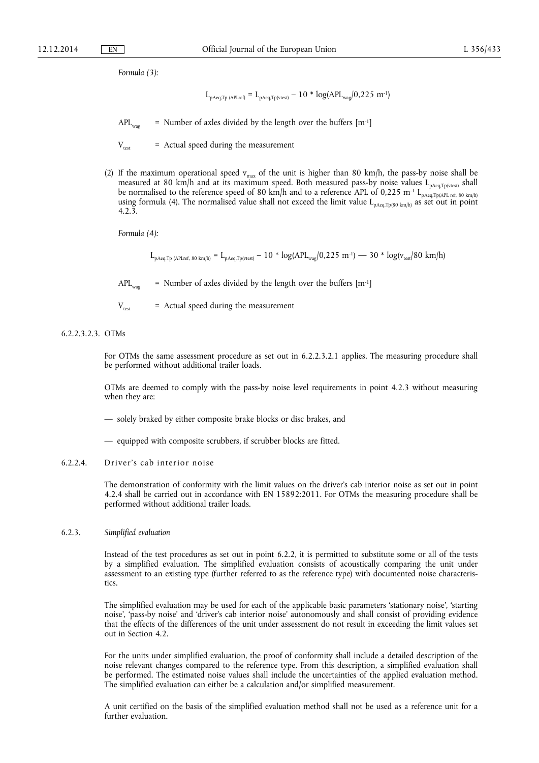*Formula (3):*

$$L_{pAeq,Tp\ (APLref)} = L_{pAeq,Tp(vtest)} - 10 * \log(APL_{wag}/0{,}225\ m^{-1})$$

$APL_{wag}$ = Number of axles divided by the length over the buffers [$m^{-1}$]

$V_{test}$ = Actual speed during the measurement

(2) If the maximum operational speed $v_{max}$ of the unit is higher than 80 km/h, the pass-by noise shall be measured at 80 km/h and at its maximum speed. Both measured pass-by noise values $L_{pAeq,Tp(vtest)}$ shall be normalised to the reference speed of 80 km/h and to a reference APL of 0,225 $m^{-1}$ $L_{pAeq,Tp(APL\ ref,\ 80\ km/h)}$ using formula (4). The normalised value shall not exceed the limit value $L_{pAeq,Tp(80\ km/h)}$ as set out in point 4.2.3.

*Formula (4):*

$$L_{pAeq,Tp\ (APLref,\ 80\ km/h)} = L_{pAeq,Tp(vtest)} - 10 * \log(APL_{wag}/0{,}225\ m^{-1}) - 30 * \log(v_{test}/80\ km/h)$$

$APL_{wag}$ = Number of axles divided by the length over the buffers [$m^{-1}$]

$V_{test}$ = Actual speed during the measurement

6.2.2.3.2.3. OTMs

For OTMs the same assessment procedure as set out in 6.2.2.3.2.1 applies. The measuring procedure shall be performed without additional trailer loads.

OTMs are deemed to comply with the pass-by noise level requirements in point 4.2.3 without measuring when they are:

— solely braked by either composite brake blocks or disc brakes, and

— equipped with composite scrubbers, if scrubber blocks are fitted.

6.2.2.4. Driver's cab interior noise

The demonstration of conformity with the limit values on the driver's cab interior noise as set out in point 4.2.4 shall be carried out in accordance with EN 15892:2011. For OTMs the measuring procedure shall be performed without additional trailer loads.

6.2.3. *Simplified evaluation*

Instead of the test procedures as set out in point 6.2.2, it is permitted to substitute some or all of the tests by a simplified evaluation. The simplified evaluation consists of acoustically comparing the unit under assessment to an existing type (further referred to as the reference type) with documented noise characteristics.

The simplified evaluation may be used for each of the applicable basic parameters 'stationary noise', 'starting noise', 'pass-by noise' and 'driver's cab interior noise' autonomously and shall consist of providing evidence that the effects of the differences of the unit under assessment do not result in exceeding the limit values set out in Section 4.2.

For the units under simplified evaluation, the proof of conformity shall include a detailed description of the noise relevant changes compared to the reference type. From this description, a simplified evaluation shall be performed. The estimated noise values shall include the uncertainties of the applied evaluation method. The simplified evaluation can either be a calculation and/or simplified measurement.

A unit certified on the basis of the simplified evaluation method shall not be used as a reference unit for a further evaluation.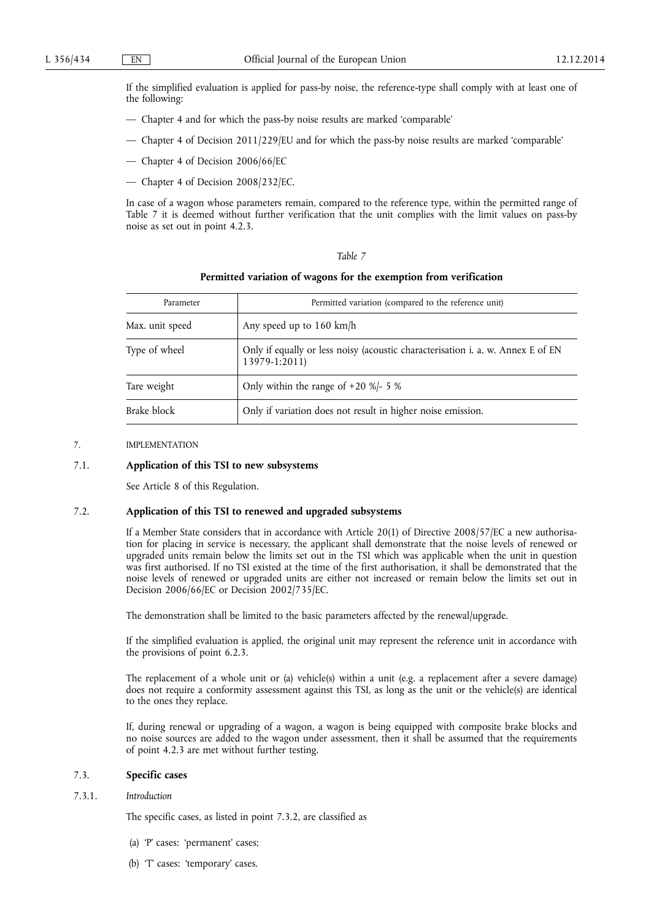If the simplified evaluation is applied for pass-by noise, the reference-type shall comply with at least one of the following:

— Chapter 4 and for which the pass-by noise results are marked 'comparable'

— Chapter 4 of Decision 2011/229/EU and for which the pass-by noise results are marked 'comparable'

— Chapter 4 of Decision 2006/66/EC

— Chapter 4 of Decision 2008/232/EC.

In case of a wagon whose parameters remain, compared to the reference type, within the permitted range of Table 7 it is deemed without further verification that the unit complies with the limit values on pass-by noise as set out in point 4.2.3.

*Table 7*

**Permitted variation of wagons for the exemption from verification**

| Parameter | Permitted variation (compared to the reference unit) |
|---|---|
| Max. unit speed | Any speed up to 160 km/h |
| Type of wheel | Only if equally or less noisy (acoustic characterisation i. a. w. Annex E of EN 13979-1:2011) |
| Tare weight | Only within the range of +20 %/- 5 % |
| Brake block | Only if variation does not result in higher noise emission. |

## 7. IMPLEMENTATION

### 7.1. Application of this TSI to new subsystems

See Article 8 of this Regulation.

### 7.2. Application of this TSI to renewed and upgraded subsystems

If a Member State considers that in accordance with Article 20(1) of Directive 2008/57/EC a new authorisation for placing in service is necessary, the applicant shall demonstrate that the noise levels of renewed or upgraded units remain below the limits set out in the TSI which was applicable when the unit in question was first authorised. If no TSI existed at the time of the first authorisation, it shall be demonstrated that the noise levels of renewed or upgraded units are either not increased or remain below the limits set out in Decision 2006/66/EC or Decision 2002/735/EC.

The demonstration shall be limited to the basic parameters affected by the renewal/upgrade.

If the simplified evaluation is applied, the original unit may represent the reference unit in accordance with the provisions of point 6.2.3.

The replacement of a whole unit or (a) vehicle(s) within a unit (e.g. a replacement after a severe damage) does not require a conformity assessment against this TSI, as long as the unit or the vehicle(s) are identical to the ones they replace.

If, during renewal or upgrading of a wagon, a wagon is being equipped with composite brake blocks and no noise sources are added to the wagon under assessment, then it shall be assumed that the requirements of point 4.2.3 are met without further testing.

### 7.3. Specific cases

#### 7.3.1. *Introduction*

The specific cases, as listed in point 7.3.2, are classified as

(a) 'P' cases: 'permanent' cases;

(b) 'T' cases: 'temporary' cases.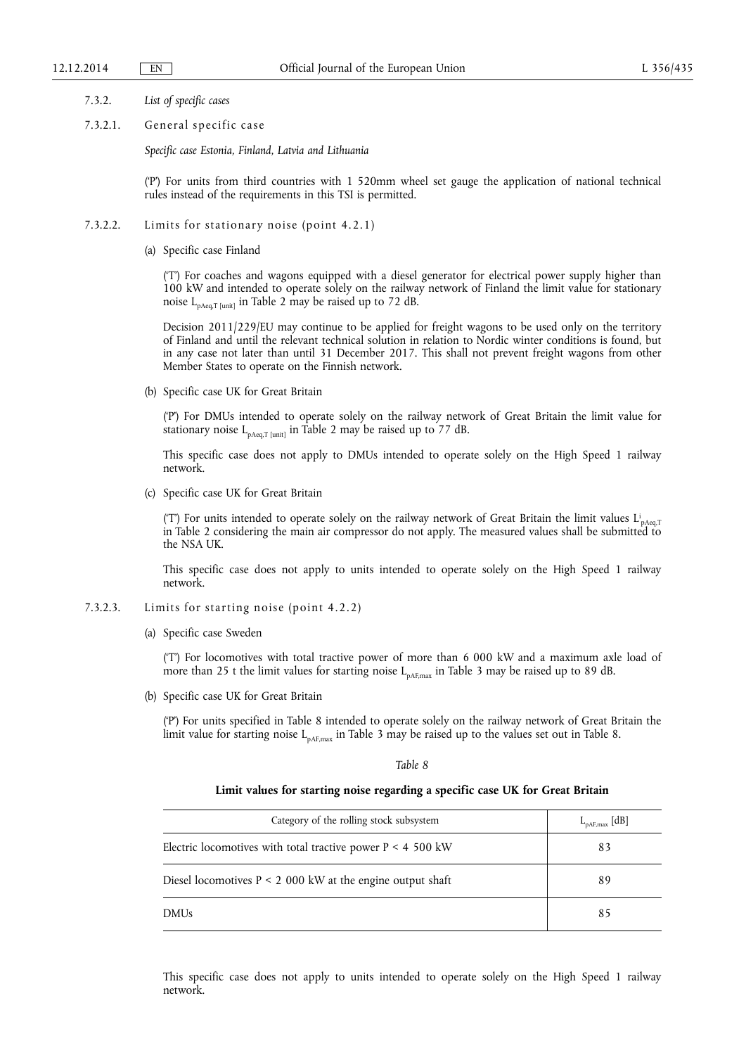7.3.2. *List of specific cases*

7.3.2.1. General specific case

*Specific case Estonia, Finland, Latvia and Lithuania*

('P') For units from third countries with 1 520mm wheel set gauge the application of national technical rules instead of the requirements in this TSI is permitted.

7.3.2.2. Limits for stationary noise (point 4.2.1)

(a) Specific case Finland

('T') For coaches and wagons equipped with a diesel generator for electrical power supply higher than 100 kW and intended to operate solely on the railway network of Finland the limit value for stationary noise $L_{pAeq,T\,[unit]}$ in Table 2 may be raised up to 72 dB.

Decision 2011/229/EU may continue to be applied for freight wagons to be used only on the territory of Finland and until the relevant technical solution in relation to Nordic winter conditions is found, but in any case not later than until 31 December 2017. This shall not prevent freight wagons from other Member States to operate on the Finnish network.

(b) Specific case UK for Great Britain

('P') For DMUs intended to operate solely on the railway network of Great Britain the limit value for stationary noise $L_{pAeq,T\,[unit]}$ in Table 2 may be raised up to 77 dB.

This specific case does not apply to DMUs intended to operate solely on the High Speed 1 railway network.

(c) Specific case UK for Great Britain

('T') For units intended to operate solely on the railway network of Great Britain the limit values $L^{i}_{pAeq,T}$ in Table 2 considering the main air compressor do not apply. The measured values shall be submitted to the NSA UK.

This specific case does not apply to units intended to operate solely on the High Speed 1 railway network.

7.3.2.3. Limits for starting noise (point 4.2.2)

(a) Specific case Sweden

('T') For locomotives with total tractive power of more than 6 000 kW and a maximum axle load of more than 25 t the limit values for starting noise $L_{pAF,max}$ in Table 3 may be raised up to 89 dB.

(b) Specific case UK for Great Britain

('P') For units specified in Table 8 intended to operate solely on the railway network of Great Britain the limit value for starting noise $L_{pAF,max}$ in Table 3 may be raised up to the values set out in Table 8.

*Table 8*

**Limit values for starting noise regarding a specific case UK for Great Britain**

| Category of the rolling stock subsystem | $L_{pAF,max}$ [dB] |
|---|---|
| Electric locomotives with total tractive power P < 4 500 kW | 83 |
| Diesel locomotives P < 2 000 kW at the engine output shaft | 89 |
| DMUs | 85 |

This specific case does not apply to units intended to operate solely on the High Speed 1 railway network.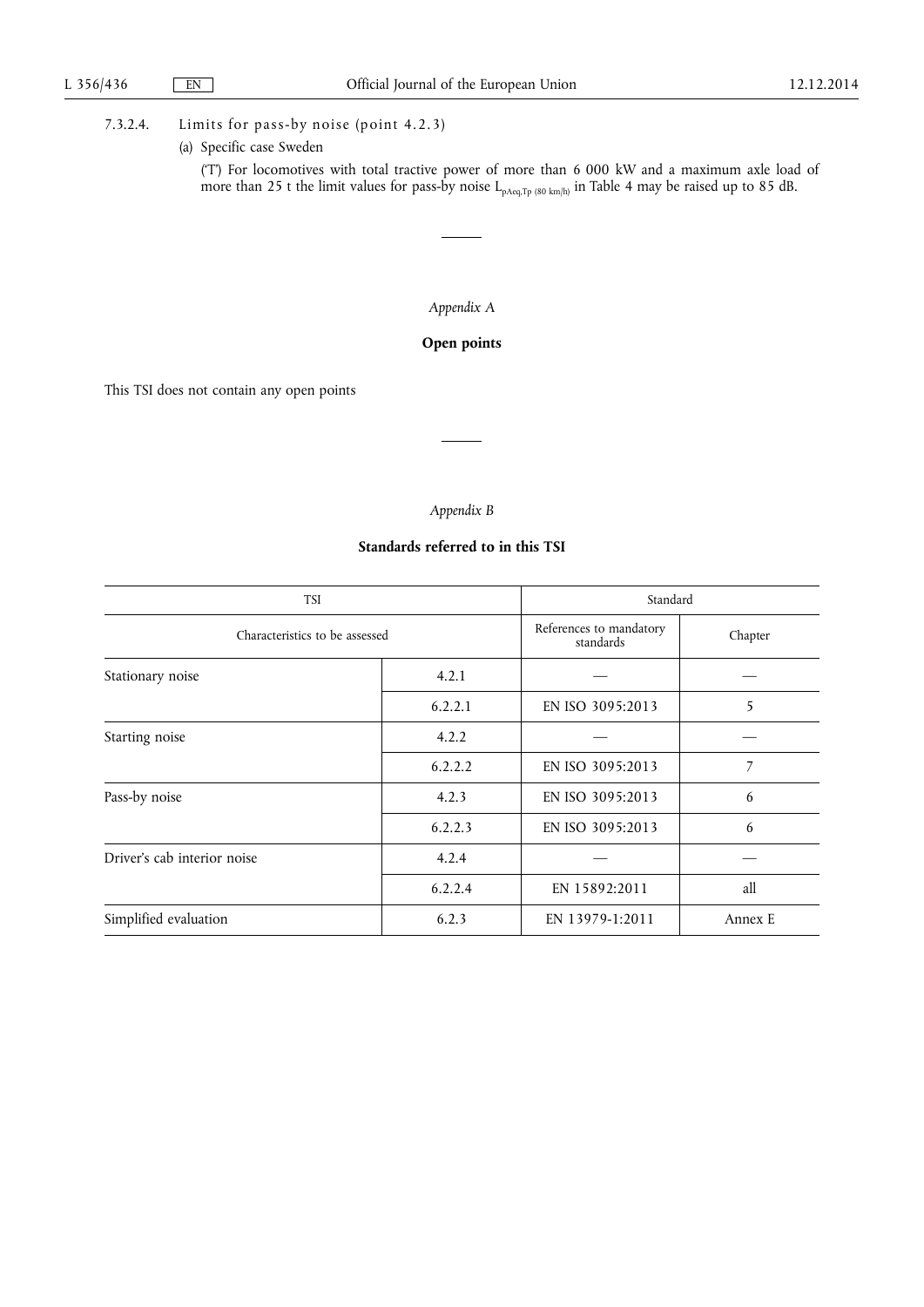7.3.2.4. Limits for pass-by noise (point 4.2.3)

(a) Specific case Sweden

('T') For locomotives with total tractive power of more than 6 000 kW and a maximum axle load of more than 25 t the limit values for pass-by noise $L_{pAeq,Tp\ (80\ km/h)}$ in Table 4 may be raised up to 85 dB.

---

*Appendix A*

**Open points**

This TSI does not contain any open points

---

*Appendix B*

**Standards referred to in this TSI**

| TSI | | Standard | |
|---|---|---|---|
| Characteristics to be assessed | | References to mandatory standards | Chapter |
| Stationary noise | 4.2.1 | — | — |
| | 6.2.2.1 | EN ISO 3095:2013 | 5 |
| Starting noise | 4.2.2 | — | — |
| | 6.2.2.2 | EN ISO 3095:2013 | 7 |
| Pass-by noise | 4.2.3 | EN ISO 3095:2013 | 6 |
| | 6.2.2.3 | EN ISO 3095:2013 | 6 |
| Driver's cab interior noise | 4.2.4 | — | — |
| | 6.2.2.4 | EN 15892:2011 | all |
| Simplified evaluation | 6.2.3 | EN 13979-1:2011 | Annex E |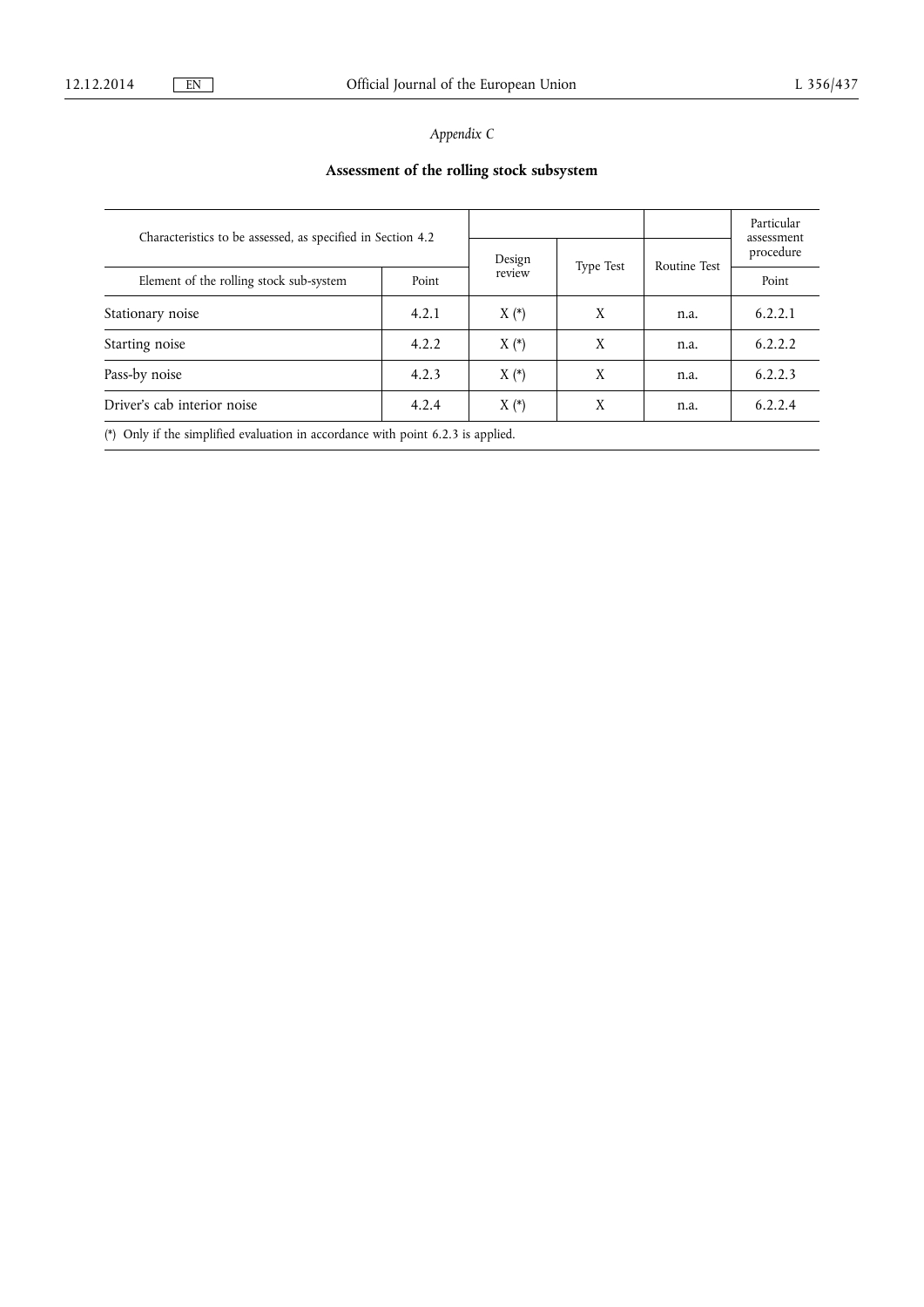*Appendix C*

**Assessment of the rolling stock subsystem**

| Characteristics to be assessed, as specified in Section 4.2 | | Design review | Type Test | Routine Test | Particular assessment procedure |
|---|---|---|---|---|---|
| Element of the rolling stock sub-system | Point | | | | Point |
| Stationary noise | 4.2.1 | X (*) | X | n.a. | 6.2.2.1 |
| Starting noise | 4.2.2 | X (*) | X | n.a. | 6.2.2.2 |
| Pass-by noise | 4.2.3 | X (*) | X | n.a. | 6.2.2.3 |
| Driver's cab interior noise | 4.2.4 | X (*) | X | n.a. | 6.2.2.4 |

(*) Only if the simplified evaluation in accordance with point 6.2.3 is applied.